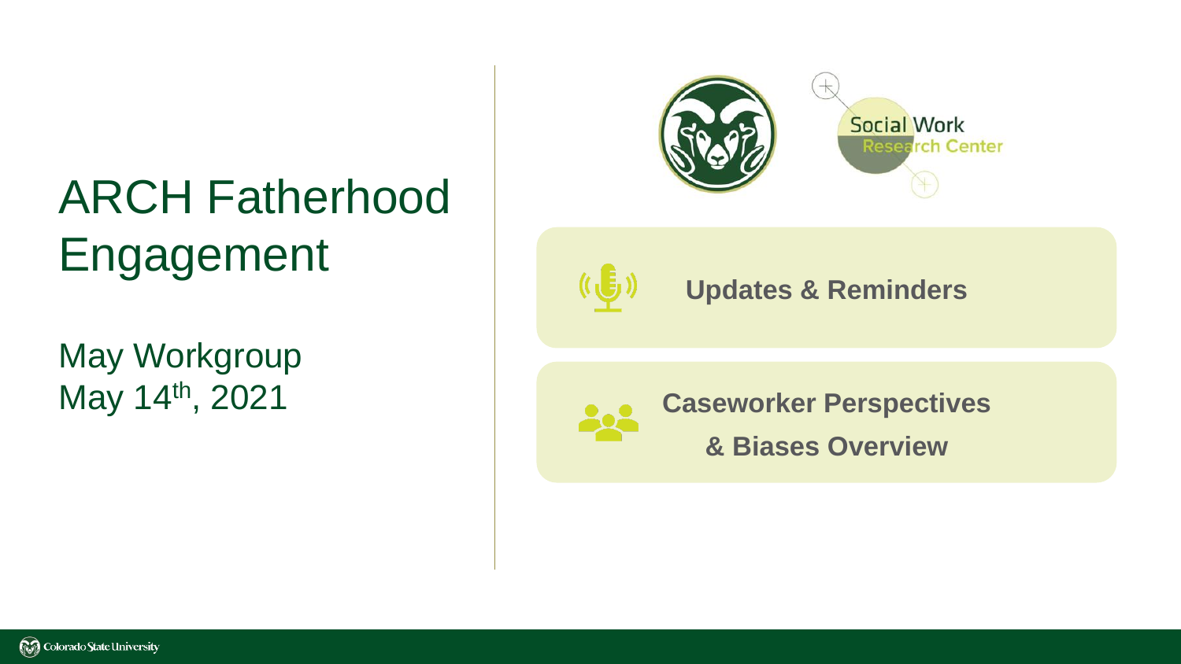# ARCH Fatherhood Engagement

May Workgroup
May 14th, 2021

Social Work Research Center

**Updates & Reminders**

**Caseworker Perspectives & Biases Overview**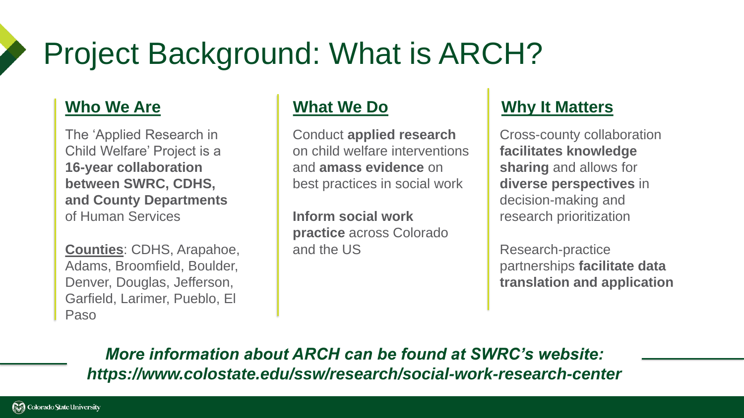# Project Background: What is ARCH?

## Who We Are

The 'Applied Research in Child Welfare' Project is a **16-year collaboration between SWRC, CDHS, and County Departments** of Human Services

**Counties**: CDHS, Arapahoe, Adams, Broomfield, Boulder, Denver, Douglas, Jefferson, Garfield, Larimer, Pueblo, El Paso

## What We Do

Conduct **applied research** on child welfare interventions and **amass evidence** on best practices in social work

**Inform social work practice** across Colorado and the US

## Why It Matters

Cross-county collaboration **facilitates knowledge sharing** and allows for **diverse perspectives** in decision-making and research prioritization

Research-practice partnerships **facilitate data translation and application**

***More information about ARCH can be found at SWRC's website: https://www.colostate.edu/ssw/research/social-work-research-center***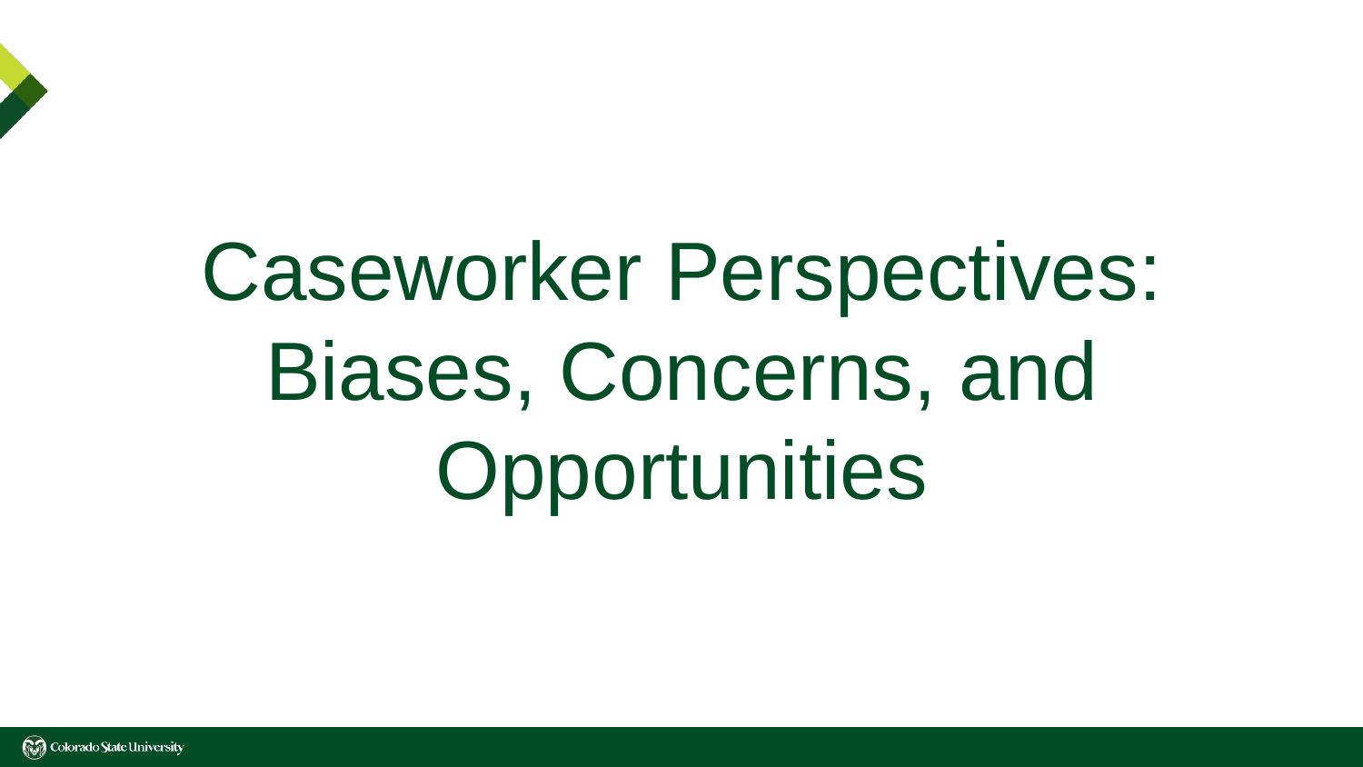# Caseworker Perspectives: Biases, Concerns, and Opportunities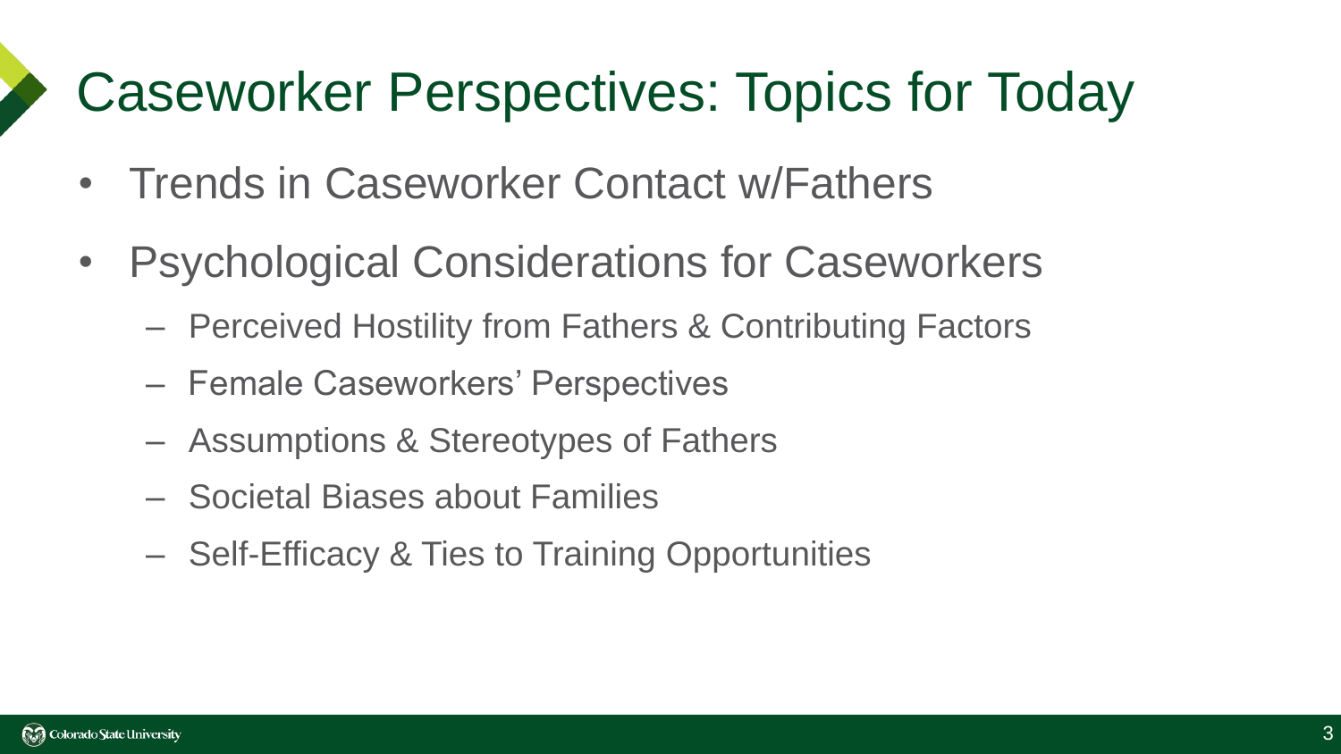# Caseworker Perspectives: Topics for Today

- Trends in Caseworker Contact w/Fathers
- Psychological Considerations for Caseworkers
  - Perceived Hostility from Fathers & Contributing Factors
  - Female Caseworkers' Perspectives
  - Assumptions & Stereotypes of Fathers
  - Societal Biases about Families
  - Self-Efficacy & Ties to Training Opportunities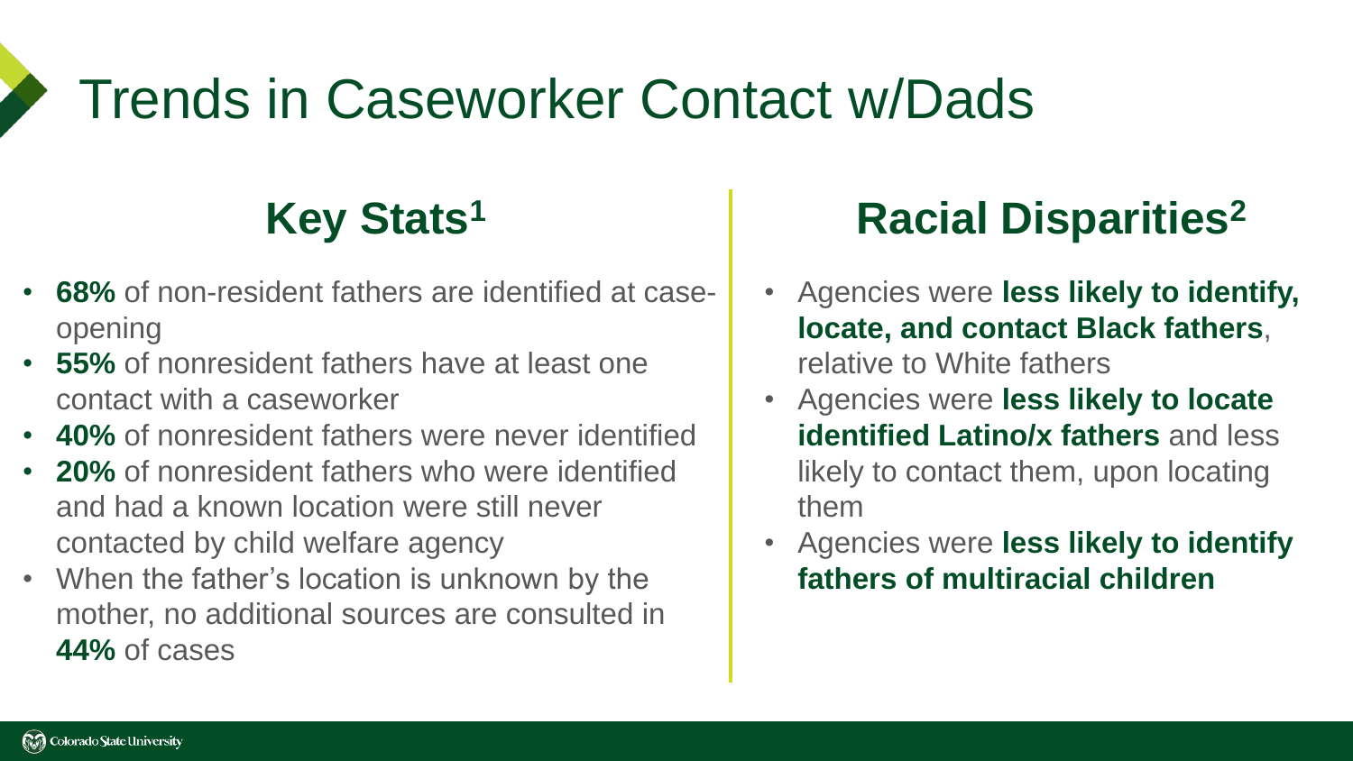# Trends in Caseworker Contact w/Dads

## Key Stats[1]

- **68%** of non-resident fathers are identified at case-opening
- **55%** of nonresident fathers have at least one contact with a caseworker
- **40%** of nonresident fathers were never identified
- **20%** of nonresident fathers who were identified and had a known location were still never contacted by child welfare agency
- When the father's location is unknown by the mother, no additional sources are consulted in **44%** of cases

## Racial Disparities[2]

- Agencies were **less likely to identify, locate, and contact Black fathers**, relative to White fathers
- Agencies were **less likely to locate identified Latino/x fathers** and less likely to contact them, upon locating them
- Agencies were **less likely to identify fathers of multiracial children**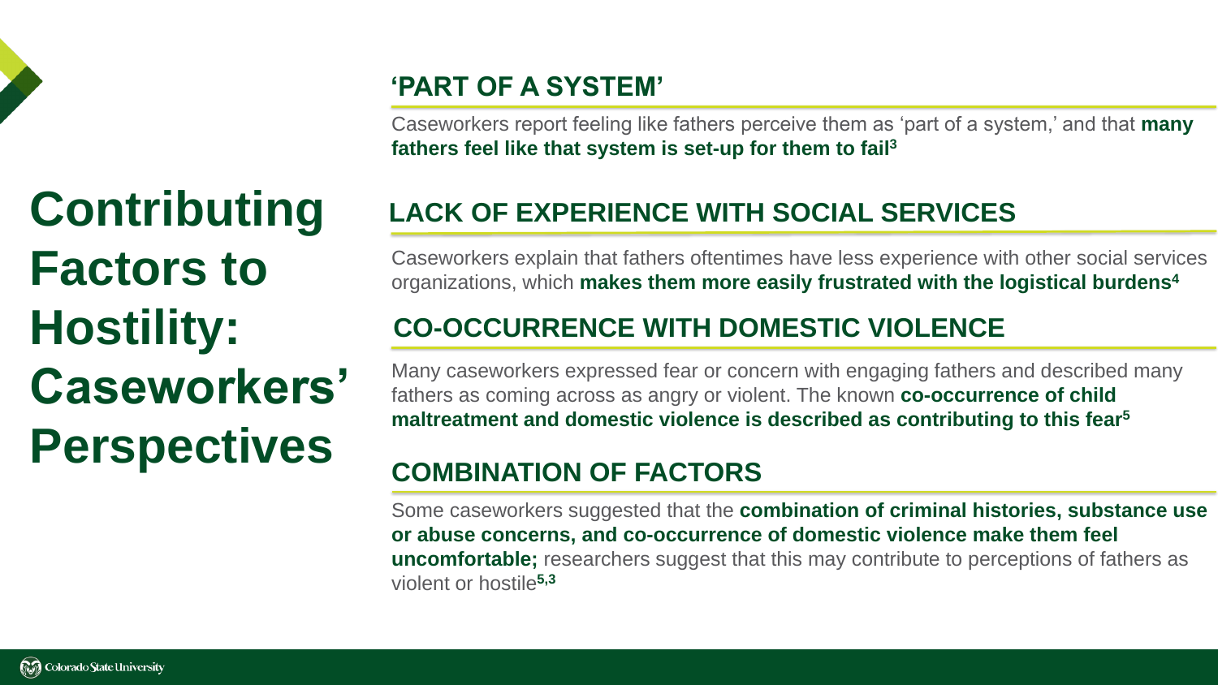# Contributing Factors to Hostility: Caseworkers' Perspectives

## 'PART OF A SYSTEM'

Caseworkers report feeling like fathers perceive them as 'part of a system,' and that **many fathers feel like that system is set-up for them to fail**[3]

## LACK OF EXPERIENCE WITH SOCIAL SERVICES

Caseworkers explain that fathers oftentimes have less experience with other social services organizations, which **makes them more easily frustrated with the logistical burdens**[4]

## CO-OCCURRENCE WITH DOMESTIC VIOLENCE

Many caseworkers expressed fear or concern with engaging fathers and described many fathers as coming across as angry or violent. The known **co-occurrence of child maltreatment and domestic violence is described as contributing to this fear**[5]

## COMBINATION OF FACTORS

Some caseworkers suggested that the **combination of criminal histories, substance use or abuse concerns, and co-occurrence of domestic violence make them feel uncomfortable;** researchers suggest that this may contribute to perceptions of fathers as violent or hostile[5,3]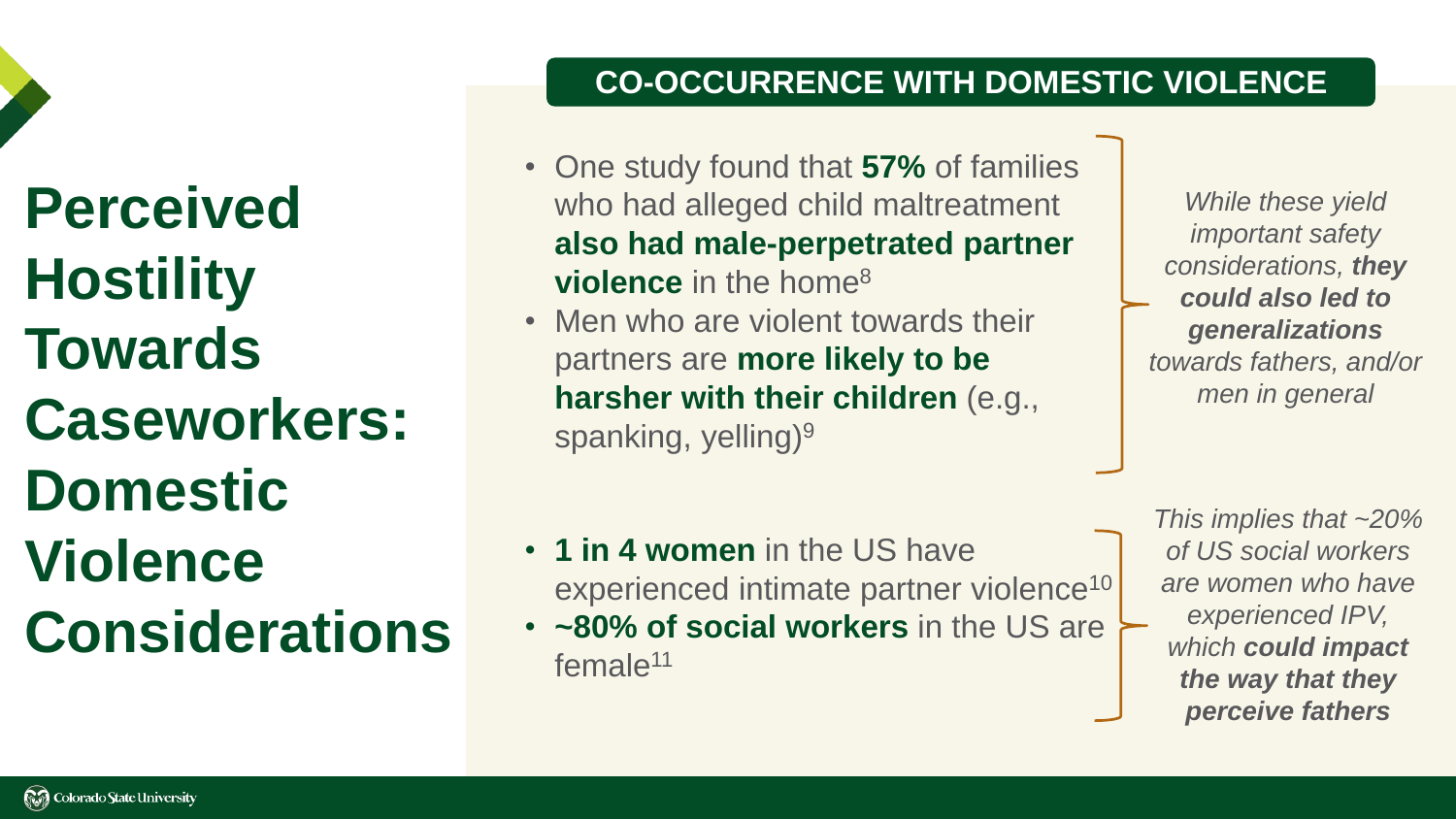# Perceived Hostility Towards Caseworkers: Domestic Violence Considerations

## CO-OCCURRENCE WITH DOMESTIC VIOLENCE

- One study found that **57%** of families who had alleged child maltreatment **also had male-perpetrated partner violence** in the home[8]
- Men who are violent towards their partners are **more likely to be harsher with their children** (e.g., spanking, yelling)[9]

*While these yield important safety considerations, **they could also led to generalizations** towards fathers, and/or men in general*

- **1 in 4 women** in the US have experienced intimate partner violence[10]
- **~80% of social workers** in the US are female[11]

*This implies that ~20% of US social workers are women who have experienced IPV, which **could impact the way that they perceive fathers***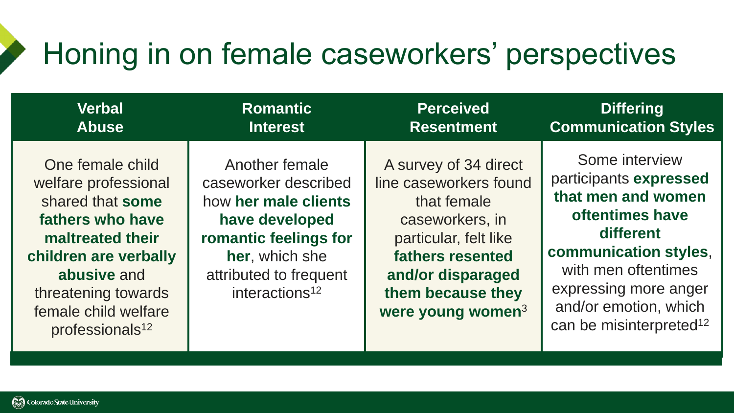# Honing in on female caseworkers' perspectives

| Verbal Abuse | Romantic Interest | Perceived Resentment | Differing Communication Styles |
|---|---|---|---|
| One female child welfare professional shared that **some fathers who have maltreated their children are verbally abusive** and threatening towards female child welfare professionals[12] | Another female caseworker described how **her male clients have developed romantic feelings for her**, which she attributed to frequent interactions[12] | A survey of 34 direct line caseworkers found that female caseworkers, in particular, felt like **fathers resented and/or disparaged them because they were young women**[3] | Some interview participants **expressed that men and women oftentimes have different communication styles**, with men oftentimes expressing more anger and/or emotion, which can be misinterpreted[12] |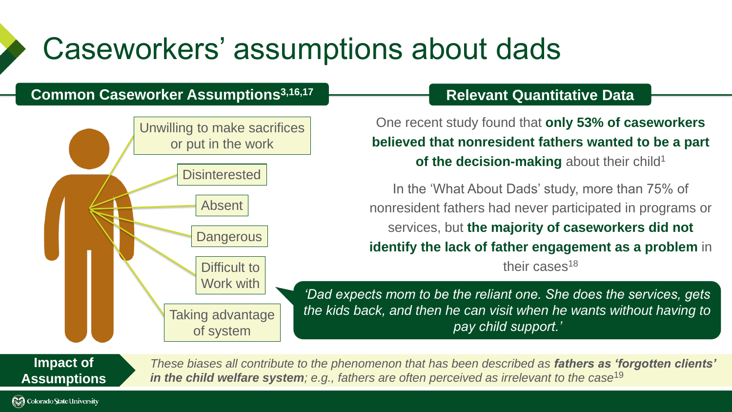# Caseworkers' assumptions about dads

## Common Caseworker Assumptions[3,16,17]

- Unwilling to make sacrifices or put in the work
- Disinterested
- Absent
- Dangerous
- Difficult to Work with
- Taking advantage of system

## Relevant Quantitative Data

One recent study found that **only 53% of caseworkers believed that nonresident fathers wanted to be a part of the decision-making** about their child[1]

In the 'What About Dads' study, more than 75% of nonresident fathers had never participated in programs or services, but **the majority of caseworkers did not identify the lack of father engagement as a problem** in their cases[18]

*'Dad expects mom to be the reliant one. She does the services, gets the kids back, and then he can visit when he wants without having to pay child support.'*

**Impact of Assumptions**

*These biases all contribute to the phenomenon that has been described as **fathers as 'forgotten clients' in the child welfare system**; e.g., fathers are often perceived as irrelevant to the case*[19]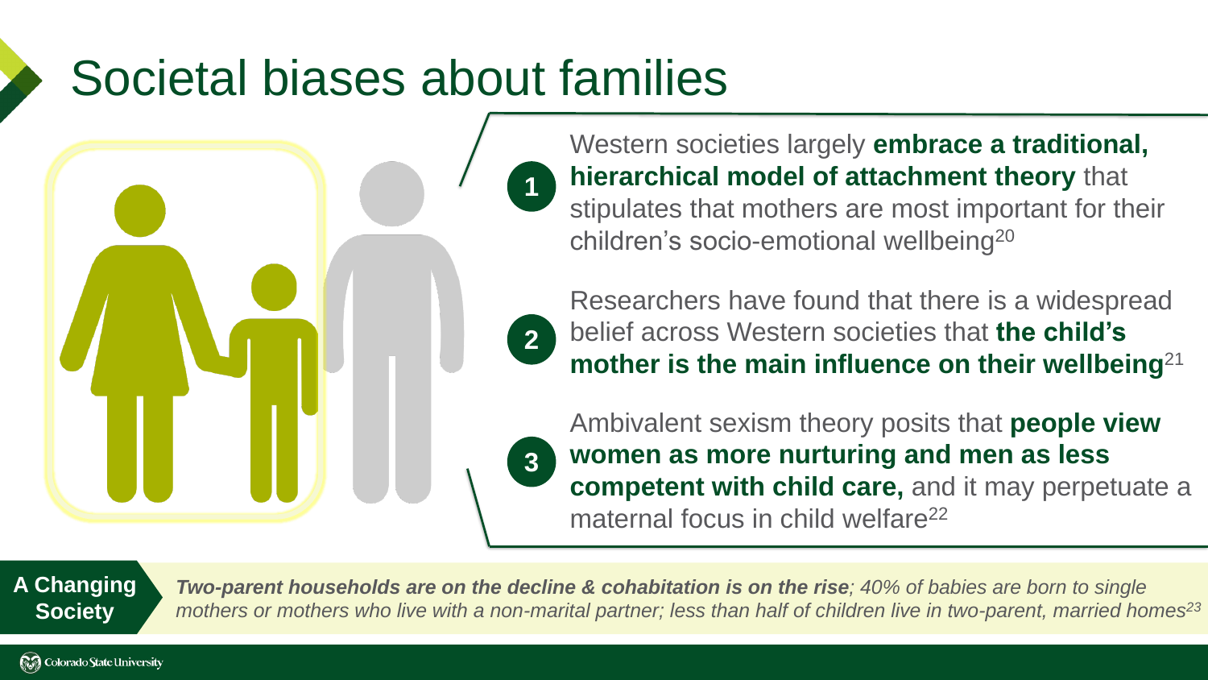# Societal biases about families

1. Western societies largely **embrace a traditional, hierarchical model of attachment theory** that stipulates that mothers are most important for their children's socio-emotional wellbeing[20]

2. Researchers have found that there is a widespread belief across Western societies that **the child's mother is the main influence on their wellbeing**[21]

3. Ambivalent sexism theory posits that **people view women as more nurturing and men as less competent with child care,** and it may perpetuate a maternal focus in child welfare[22]

**A Changing Society**

***Two-parent households are on the decline & cohabitation is on the rise****; 40% of babies are born to single mothers or mothers who live with a non-marital partner; less than half of children live in two-parent, married homes*[23]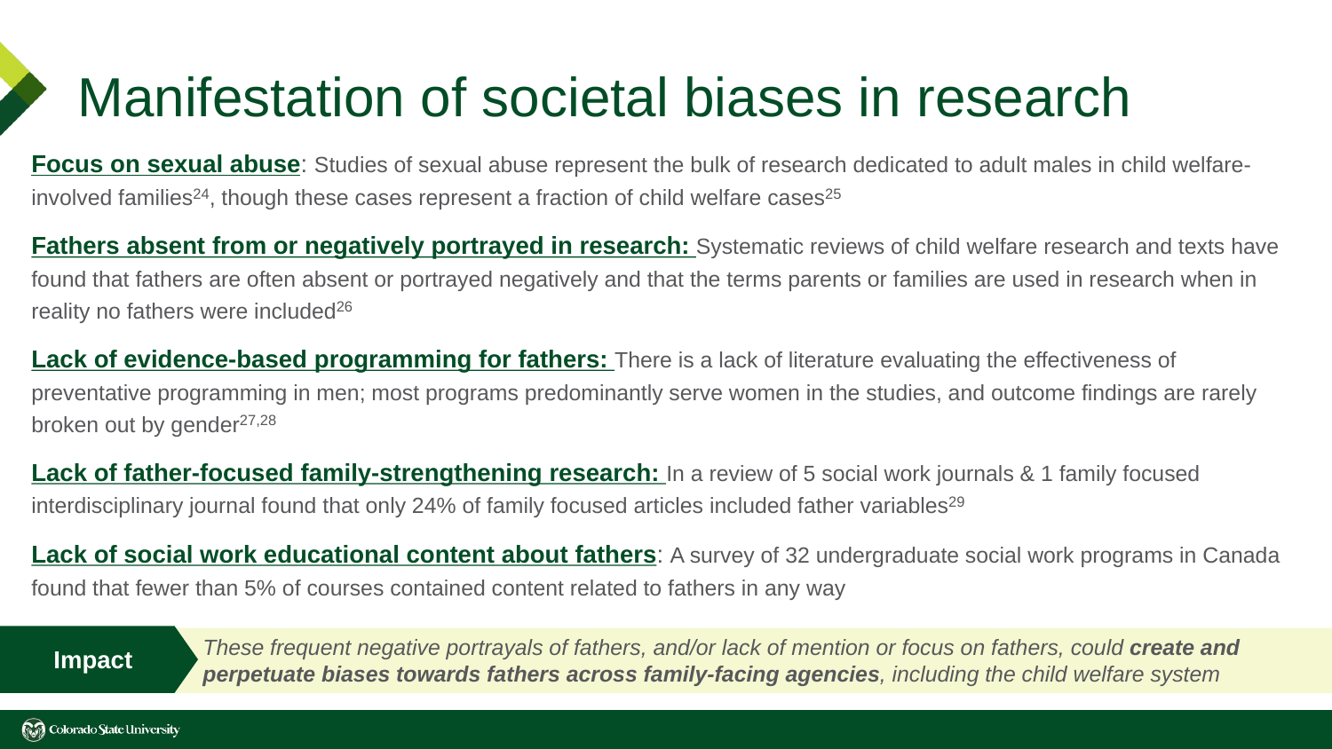# Manifestation of societal biases in research

**Focus on sexual abuse**: Studies of sexual abuse represent the bulk of research dedicated to adult males in child welfare-involved families[24], though these cases represent a fraction of child welfare cases[25]

**Fathers absent from or negatively portrayed in research:** Systematic reviews of child welfare research and texts have found that fathers are often absent or portrayed negatively and that the terms parents or families are used in research when in reality no fathers were included[26]

**Lack of evidence-based programming for fathers:** There is a lack of literature evaluating the effectiveness of preventative programming in men; most programs predominantly serve women in the studies, and outcome findings are rarely broken out by gender[27,28]

**Lack of father-focused family-strengthening research:** In a review of 5 social work journals & 1 family focused interdisciplinary journal found that only 24% of family focused articles included father variables[29]

**Lack of social work educational content about fathers**: A survey of 32 undergraduate social work programs in Canada found that fewer than 5% of courses contained content related to fathers in any way

**Impact**

*These frequent negative portrayals of fathers, and/or lack of mention or focus on fathers, could* ***create and perpetuate biases towards fathers across family-facing agencies****, including the child welfare system*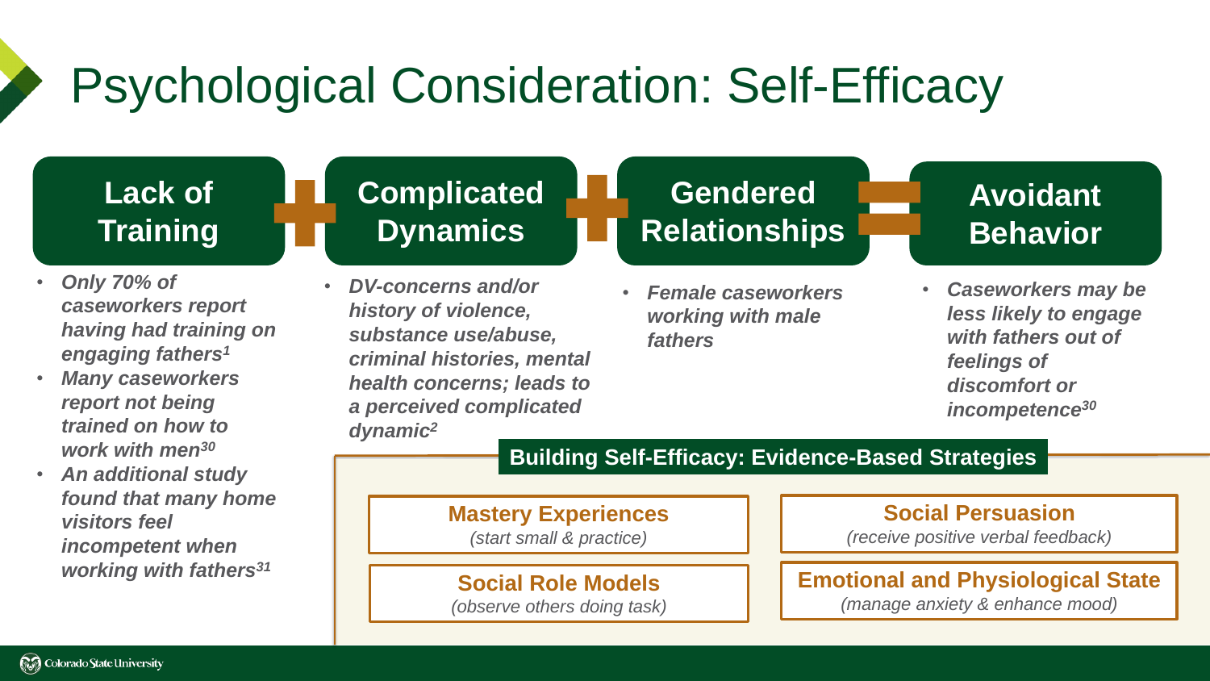# Psychological Consideration: Self-Efficacy

## Lack of Training + Complicated Dynamics + Gendered Relationships = Avoidant Behavior

### Lack of Training

- *Only 70% of caseworkers report having had training on engaging fathers[1]*
- *Many caseworkers report not being trained on how to work with men[30]*
- *An additional study found that many home visitors feel incompetent when working with fathers[31]*

### Complicated Dynamics

- *DV-concerns and/or history of violence, substance use/abuse, criminal histories, mental health concerns; leads to a perceived complicated dynamic[2]*

### Gendered Relationships

- *Female caseworkers working with male fathers*

### Avoidant Behavior

- *Caseworkers may be less likely to engage with fathers out of feelings of discomfort or incompetence[30]*

## Building Self-Efficacy: Evidence-Based Strategies

**Mastery Experiences**
*(start small & practice)*

**Social Persuasion**
*(receive positive verbal feedback)*

**Social Role Models**
*(observe others doing task)*

**Emotional and Physiological State**
*(manage anxiety & enhance mood)*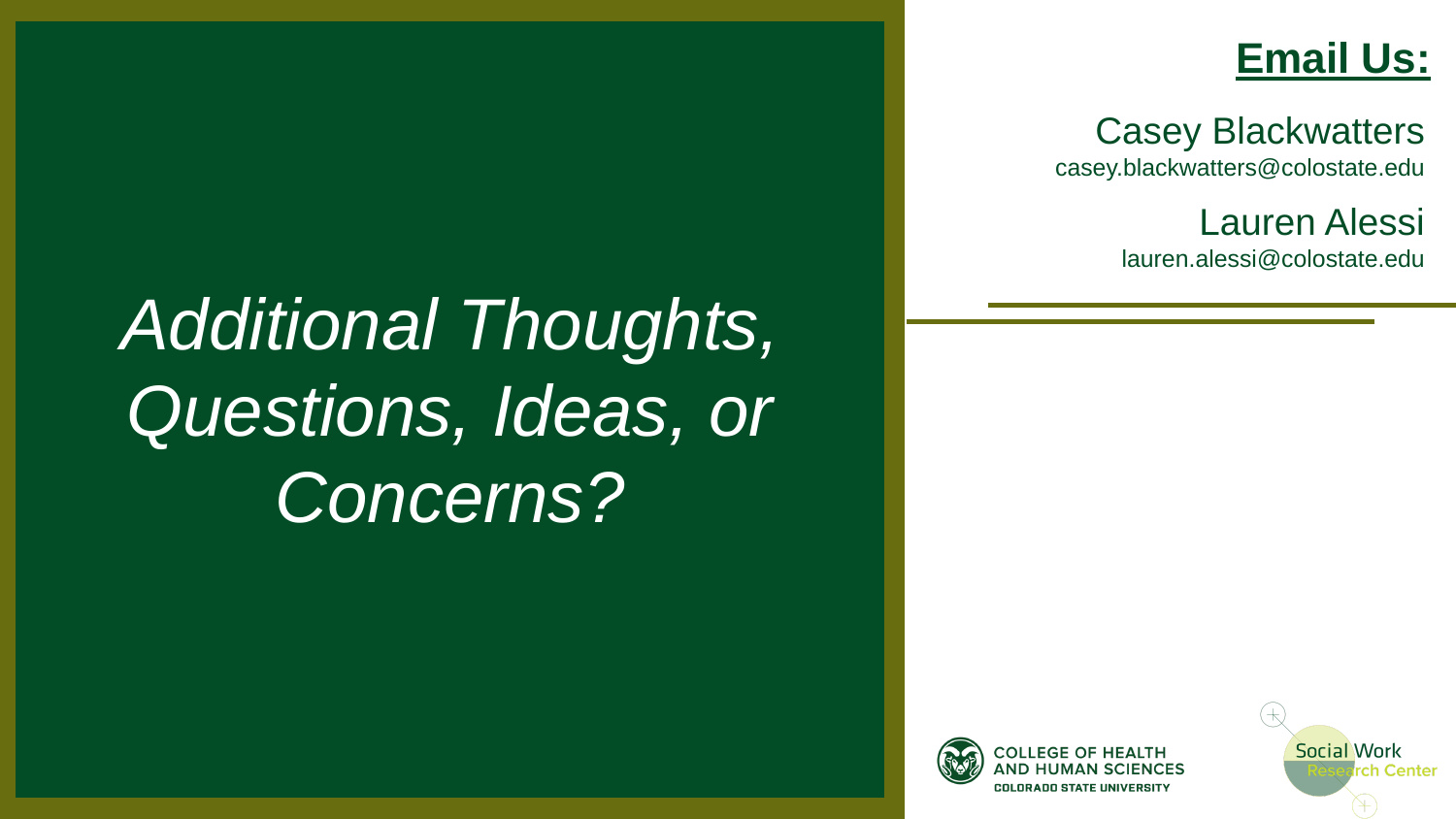# *Additional Thoughts, Questions, Ideas, or Concerns?*

## Email Us:

Casey Blackwatters
casey.blackwatters@colostate.edu

Lauren Alessi
lauren.alessi@colostate.edu

COLLEGE OF HEALTH AND HUMAN SCIENCES
COLORADO STATE UNIVERSITY

Social Work Research Center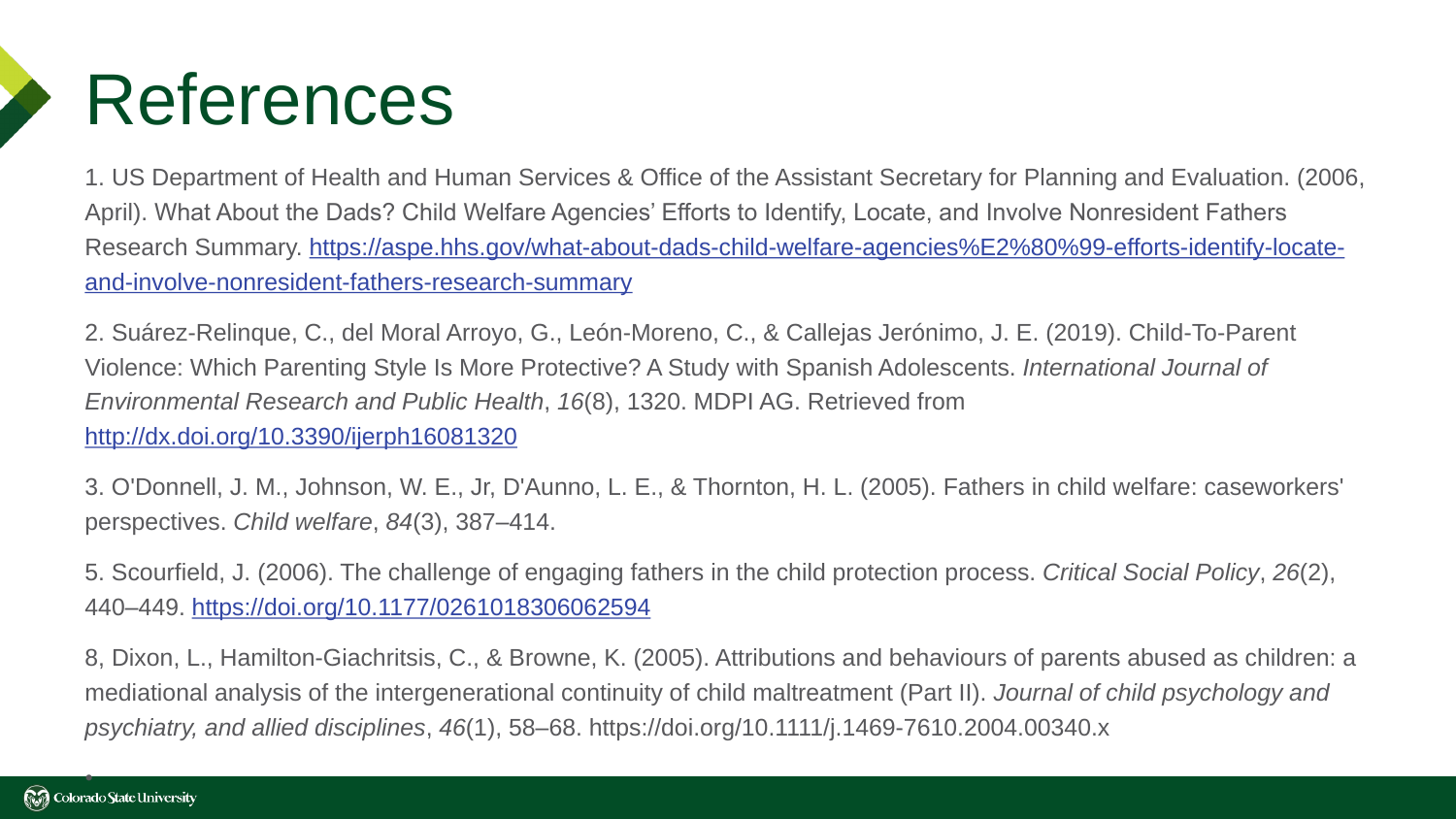# References

1. US Department of Health and Human Services & Office of the Assistant Secretary for Planning and Evaluation. (2006, April). What About the Dads? Child Welfare Agencies' Efforts to Identify, Locate, and Involve Nonresident Fathers Research Summary. https://aspe.hhs.gov/what-about-dads-child-welfare-agencies%E2%80%99-efforts-identify-locate-and-involve-nonresident-fathers-research-summary

2. Suárez-Relinque, C., del Moral Arroyo, G., León-Moreno, C., & Callejas Jerónimo, J. E. (2019). Child-To-Parent Violence: Which Parenting Style Is More Protective? A Study with Spanish Adolescents. *International Journal of Environmental Research and Public Health*, *16*(8), 1320. MDPI AG. Retrieved from http://dx.doi.org/10.3390/ijerph16081320

3. O'Donnell, J. M., Johnson, W. E., Jr, D'Aunno, L. E., & Thornton, H. L. (2005). Fathers in child welfare: caseworkers' perspectives. *Child welfare*, *84*(3), 387–414.

5. Scourfield, J. (2006). The challenge of engaging fathers in the child protection process. *Critical Social Policy*, *26*(2), 440–449. https://doi.org/10.1177/0261018306062594

8, Dixon, L., Hamilton-Giachritsis, C., & Browne, K. (2005). Attributions and behaviours of parents abused as children: a mediational analysis of the intergenerational continuity of child maltreatment (Part II). *Journal of child psychology and psychiatry, and allied disciplines*, *46*(1), 58–68. https://doi.org/10.1111/j.1469-7610.2004.00340.x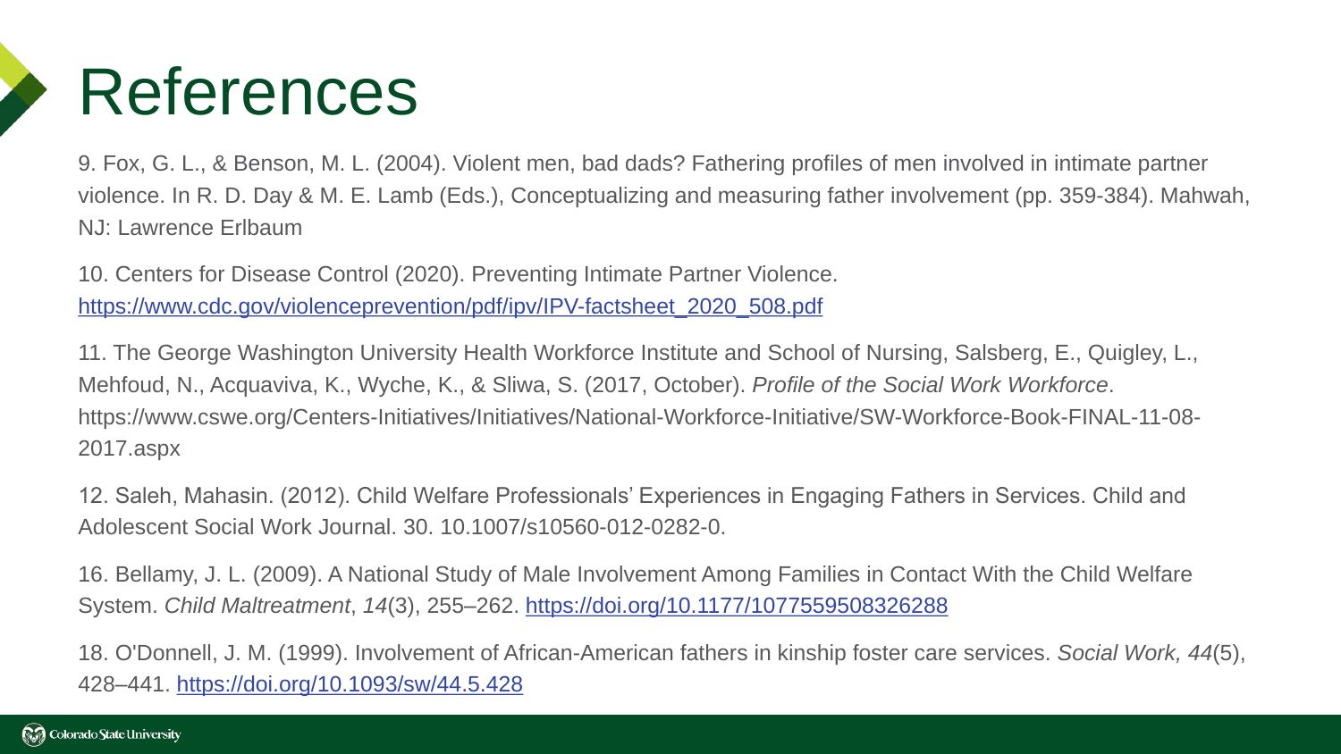# References

9. Fox, G. L., & Benson, M. L. (2004). Violent men, bad dads? Fathering profiles of men involved in intimate partner violence. In R. D. Day & M. E. Lamb (Eds.), Conceptualizing and measuring father involvement (pp. 359-384). Mahwah, NJ: Lawrence Erlbaum

10. Centers for Disease Control (2020). Preventing Intimate Partner Violence. https://www.cdc.gov/violenceprevention/pdf/ipv/IPV-factsheet_2020_508.pdf

11. The George Washington University Health Workforce Institute and School of Nursing, Salsberg, E., Quigley, L., Mehfoud, N., Acquaviva, K., Wyche, K., & Sliwa, S. (2017, October). *Profile of the Social Work Workforce*. https://www.cswe.org/Centers-Initiatives/Initiatives/National-Workforce-Initiative/SW-Workforce-Book-FINAL-11-08-2017.aspx

12. Saleh, Mahasin. (2012). Child Welfare Professionals' Experiences in Engaging Fathers in Services. Child and Adolescent Social Work Journal. 30. 10.1007/s10560-012-0282-0.

16. Bellamy, J. L. (2009). A National Study of Male Involvement Among Families in Contact With the Child Welfare System. *Child Maltreatment*, *14*(3), 255–262. https://doi.org/10.1177/1077559508326288

18. O'Donnell, J. M. (1999). Involvement of African-American fathers in kinship foster care services. *Social Work, 44*(5), 428–441. https://doi.org/10.1093/sw/44.5.428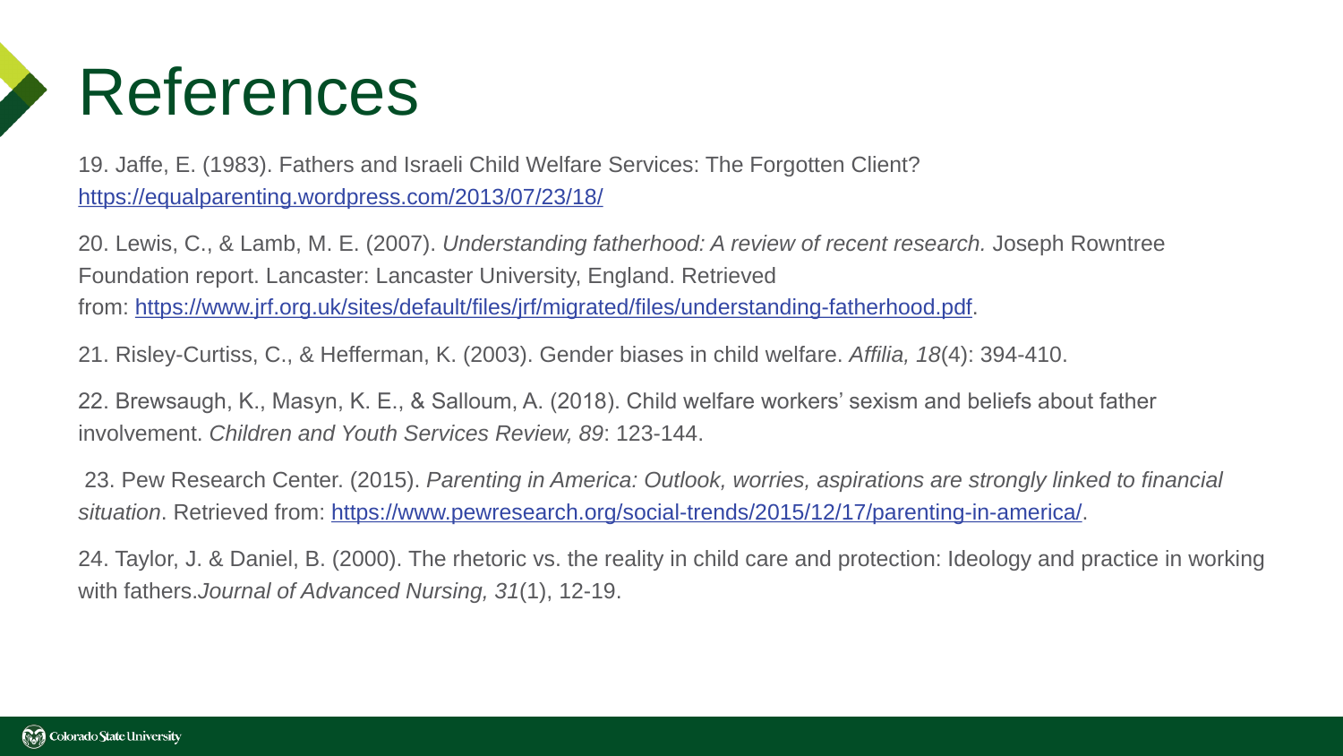# References

19. Jaffe, E. (1983). Fathers and Israeli Child Welfare Services: The Forgotten Client? https://equalparenting.wordpress.com/2013/07/23/18/

20. Lewis, C., & Lamb, M. E. (2007). *Understanding fatherhood: A review of recent research.* Joseph Rowntree Foundation report. Lancaster: Lancaster University, England. Retrieved from: https://www.jrf.org.uk/sites/default/files/jrf/migrated/files/understanding-fatherhood.pdf.

21. Risley-Curtiss, C., & Hefferman, K. (2003). Gender biases in child welfare. *Affilia, 18*(4): 394-410.

22. Brewsaugh, K., Masyn, K. E., & Salloum, A. (2018). Child welfare workers' sexism and beliefs about father involvement. *Children and Youth Services Review, 89*: 123-144.

23. Pew Research Center. (2015). *Parenting in America: Outlook, worries, aspirations are strongly linked to financial situation*. Retrieved from: https://www.pewresearch.org/social-trends/2015/12/17/parenting-in-america/.

24. Taylor, J. & Daniel, B. (2000). The rhetoric vs. the reality in child care and protection: Ideology and practice in working with fathers.*Journal of Advanced Nursing, 31*(1), 12-19.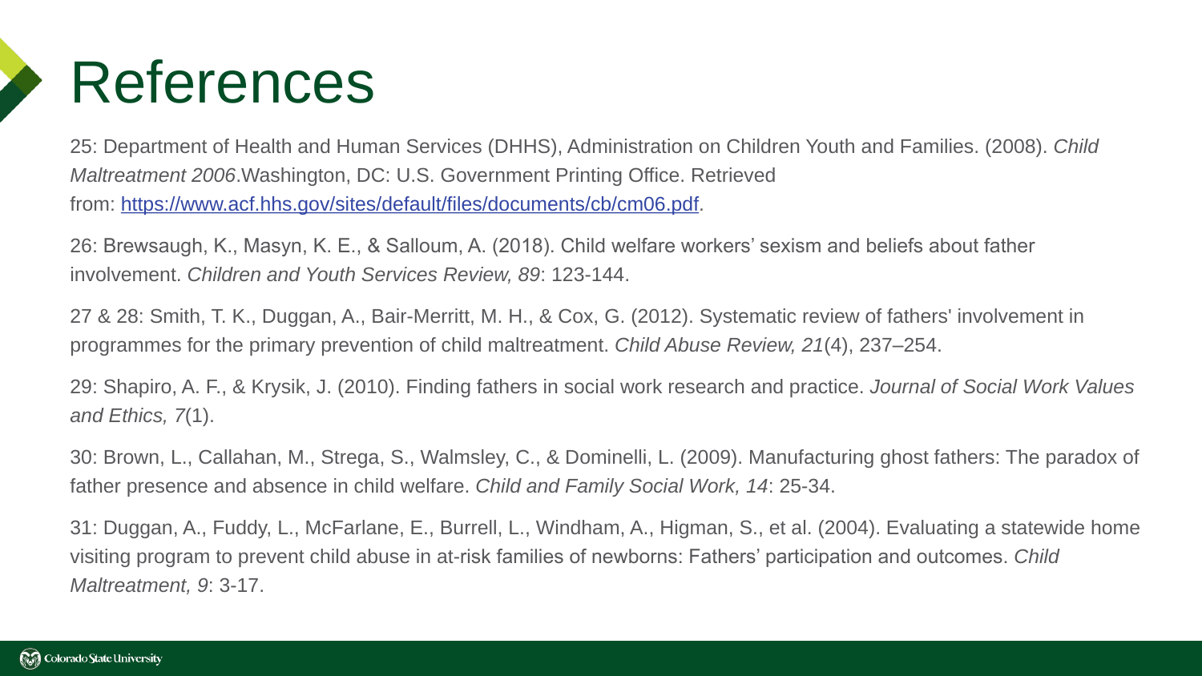# References

25: Department of Health and Human Services (DHHS), Administration on Children Youth and Families. (2008). *Child Maltreatment 2006*.Washington, DC: U.S. Government Printing Office. Retrieved from: [https://www.acf.hhs.gov/sites/default/files/documents/cb/cm06.pdf](https://www.acf.hhs.gov/sites/default/files/documents/cb/cm06.pdf).

26: Brewsaugh, K., Masyn, K. E., & Salloum, A. (2018). Child welfare workers' sexism and beliefs about father involvement. *Children and Youth Services Review, 89*: 123-144.

27 & 28: Smith, T. K., Duggan, A., Bair-Merritt, M. H., & Cox, G. (2012). Systematic review of fathers' involvement in programmes for the primary prevention of child maltreatment. *Child Abuse Review, 21*(4), 237–254.

29: Shapiro, A. F., & Krysik, J. (2010). Finding fathers in social work research and practice. *Journal of Social Work Values and Ethics, 7*(1).

30: Brown, L., Callahan, M., Strega, S., Walmsley, C., & Dominelli, L. (2009). Manufacturing ghost fathers: The paradox of father presence and absence in child welfare. *Child and Family Social Work, 14*: 25-34.

31: Duggan, A., Fuddy, L., McFarlane, E., Burrell, L., Windham, A., Higman, S., et al. (2004). Evaluating a statewide home visiting program to prevent child abuse in at-risk families of newborns: Fathers' participation and outcomes. *Child Maltreatment, 9*: 3-17.